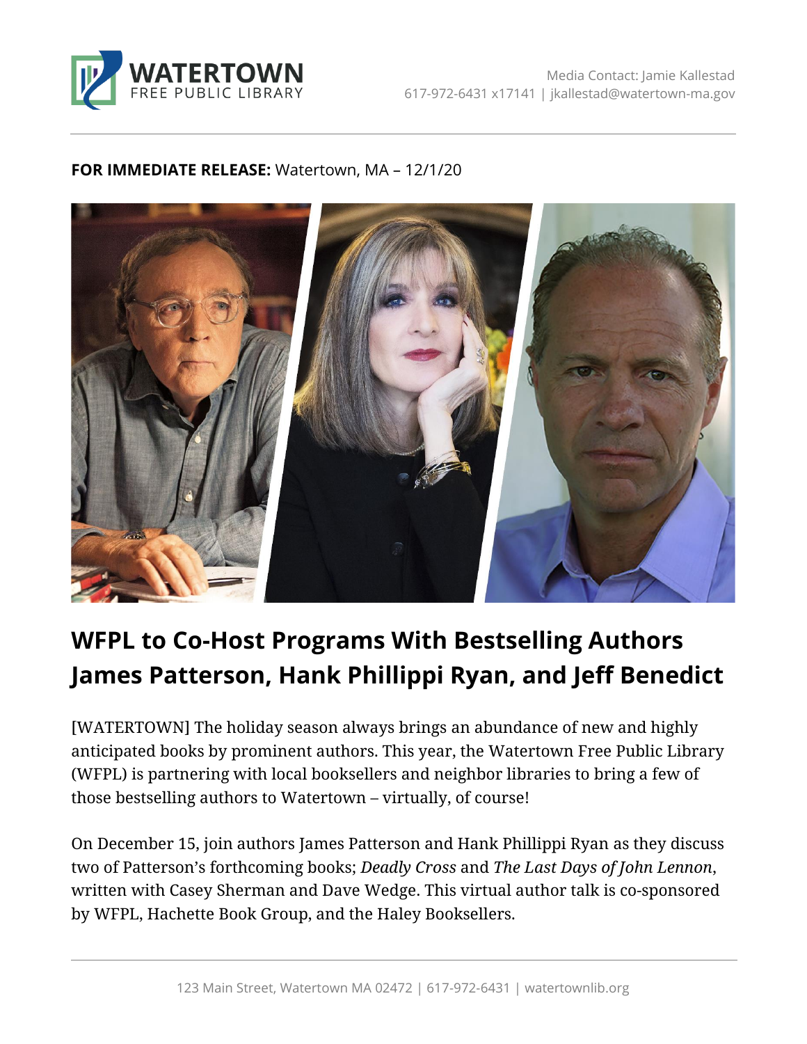WATERTOWN FREE PUBLIC LIBRARY

Media Contact: Jamie Kallestad
617-972-6431 x17141 | jkallestad@watertown-ma.gov

**FOR IMMEDIATE RELEASE:** Watertown, MA – 12/1/20

# WFPL to Co-Host Programs With Bestselling Authors James Patterson, Hank Phillippi Ryan, and Jeff Benedict

[WATERTOWN] The holiday season always brings an abundance of new and highly anticipated books by prominent authors. This year, the Watertown Free Public Library (WFPL) is partnering with local booksellers and neighbor libraries to bring a few of those bestselling authors to Watertown – virtually, of course!

On December 15, join authors James Patterson and Hank Phillippi Ryan as they discuss two of Patterson's forthcoming books; *Deadly Cross* and *The Last Days of John Lennon*, written with Casey Sherman and Dave Wedge. This virtual author talk is co-sponsored by WFPL, Hachette Book Group, and the Haley Booksellers.

123 Main Street, Watertown MA 02472 | 617-972-6431 | watertownlib.org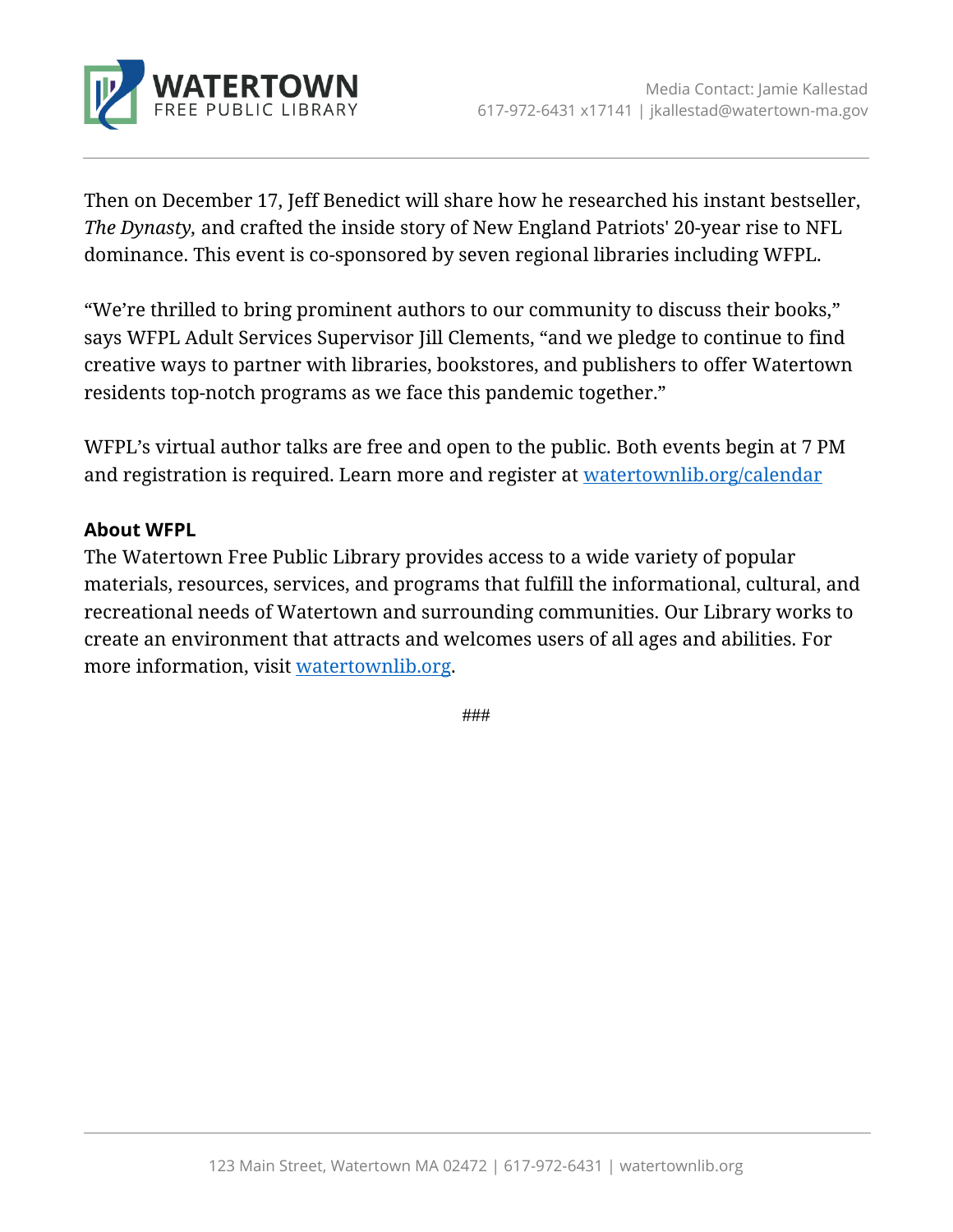Then on December 17, Jeff Benedict will share how he researched his instant bestseller, *The Dynasty,* and crafted the inside story of New England Patriots' 20-year rise to NFL dominance. This event is co-sponsored by seven regional libraries including WFPL.

“We’re thrilled to bring prominent authors to our community to discuss their books,” says WFPL Adult Services Supervisor Jill Clements, “and we pledge to continue to find creative ways to partner with libraries, bookstores, and publishers to offer Watertown residents top-notch programs as we face this pandemic together.”

WFPL’s virtual author talks are free and open to the public. Both events begin at 7 PM and registration is required. Learn more and register at [watertownlib.org/calendar](watertownlib.org/calendar)

**About WFPL**

The Watertown Free Public Library provides access to a wide variety of popular materials, resources, services, and programs that fulfill the informational, cultural, and recreational needs of Watertown and surrounding communities. Our Library works to create an environment that attracts and welcomes users of all ages and abilities. For more information, visit [watertownlib.org](watertownlib.org).

###